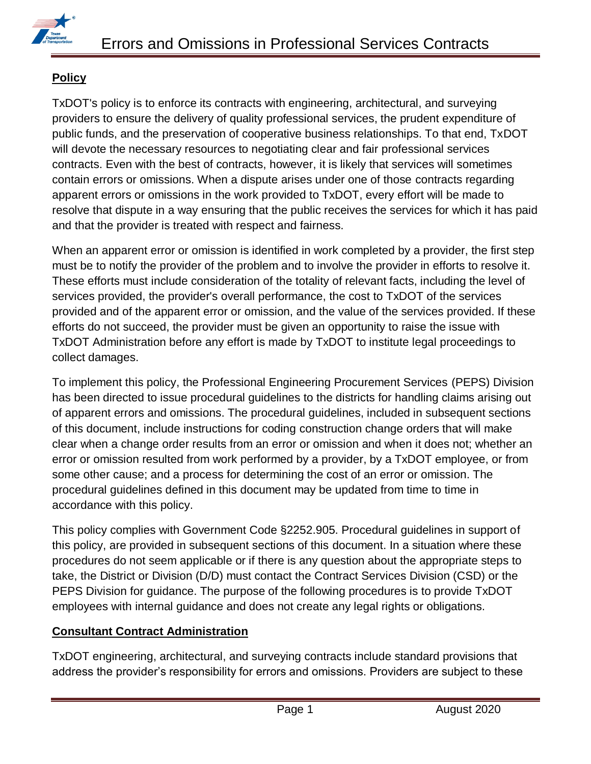# Errors and Omissions in Professional Services Contracts

## Policy

TxDOT's policy is to enforce its contracts with engineering, architectural, and surveying providers to ensure the delivery of quality professional services, the prudent expenditure of public funds, and the preservation of cooperative business relationships. To that end, TxDOT will devote the necessary resources to negotiating clear and fair professional services contracts. Even with the best of contracts, however, it is likely that services will sometimes contain errors or omissions. When a dispute arises under one of those contracts regarding apparent errors or omissions in the work provided to TxDOT, every effort will be made to resolve that dispute in a way ensuring that the public receives the services for which it has paid and that the provider is treated with respect and fairness.

When an apparent error or omission is identified in work completed by a provider, the first step must be to notify the provider of the problem and to involve the provider in efforts to resolve it. These efforts must include consideration of the totality of relevant facts, including the level of services provided, the provider's overall performance, the cost to TxDOT of the services provided and of the apparent error or omission, and the value of the services provided. If these efforts do not succeed, the provider must be given an opportunity to raise the issue with TxDOT Administration before any effort is made by TxDOT to institute legal proceedings to collect damages.

To implement this policy, the Professional Engineering Procurement Services (PEPS) Division has been directed to issue procedural guidelines to the districts for handling claims arising out of apparent errors and omissions. The procedural guidelines, included in subsequent sections of this document, include instructions for coding construction change orders that will make clear when a change order results from an error or omission and when it does not; whether an error or omission resulted from work performed by a provider, by a TxDOT employee, or from some other cause; and a process for determining the cost of an error or omission. The procedural guidelines defined in this document may be updated from time to time in accordance with this policy.

This policy complies with Government Code §2252.905. Procedural guidelines in support of this policy, are provided in subsequent sections of this document. In a situation where these procedures do not seem applicable or if there is any question about the appropriate steps to take, the District or Division (D/D) must contact the Contract Services Division (CSD) or the PEPS Division for guidance. The purpose of the following procedures is to provide TxDOT employees with internal guidance and does not create any legal rights or obligations.

## Consultant Contract Administration

TxDOT engineering, architectural, and surveying contracts include standard provisions that address the provider's responsibility for errors and omissions. Providers are subject to these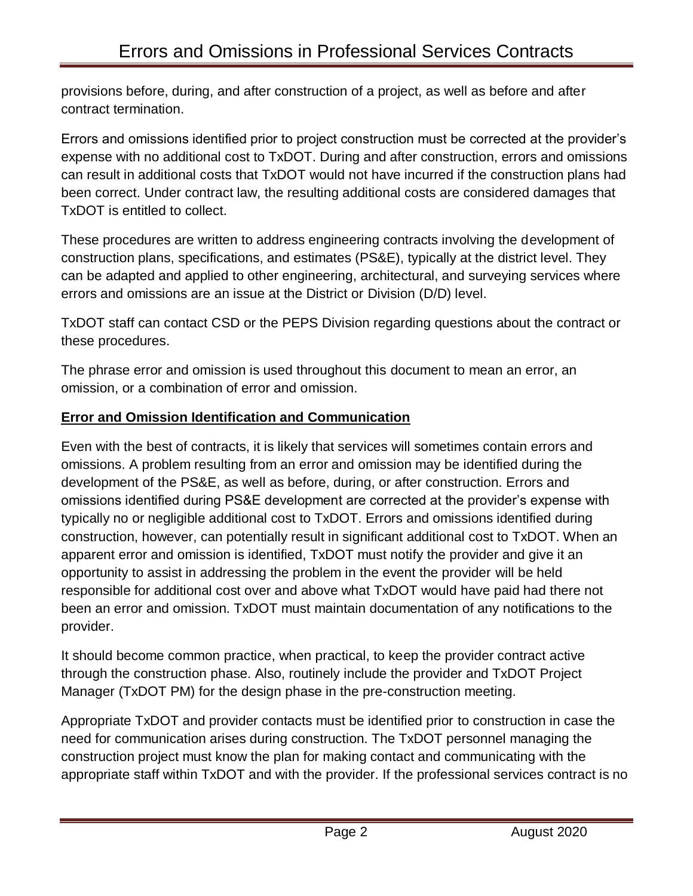provisions before, during, and after construction of a project, as well as before and after contract termination.

Errors and omissions identified prior to project construction must be corrected at the provider's expense with no additional cost to TxDOT. During and after construction, errors and omissions can result in additional costs that TxDOT would not have incurred if the construction plans had been correct. Under contract law, the resulting additional costs are considered damages that TxDOT is entitled to collect.

These procedures are written to address engineering contracts involving the development of construction plans, specifications, and estimates (PS&E), typically at the district level. They can be adapted and applied to other engineering, architectural, and surveying services where errors and omissions are an issue at the District or Division (D/D) level.

TxDOT staff can contact CSD or the PEPS Division regarding questions about the contract or these procedures.

The phrase error and omission is used throughout this document to mean an error, an omission, or a combination of error and omission.

## Error and Omission Identification and Communication

Even with the best of contracts, it is likely that services will sometimes contain errors and omissions. A problem resulting from an error and omission may be identified during the development of the PS&E, as well as before, during, or after construction. Errors and omissions identified during PS&E development are corrected at the provider's expense with typically no or negligible additional cost to TxDOT. Errors and omissions identified during construction, however, can potentially result in significant additional cost to TxDOT. When an apparent error and omission is identified, TxDOT must notify the provider and give it an opportunity to assist in addressing the problem in the event the provider will be held responsible for additional cost over and above what TxDOT would have paid had there not been an error and omission. TxDOT must maintain documentation of any notifications to the provider.

It should become common practice, when practical, to keep the provider contract active through the construction phase. Also, routinely include the provider and TxDOT Project Manager (TxDOT PM) for the design phase in the pre-construction meeting.

Appropriate TxDOT and provider contacts must be identified prior to construction in case the need for communication arises during construction. The TxDOT personnel managing the construction project must know the plan for making contact and communicating with the appropriate staff within TxDOT and with the provider. If the professional services contract is no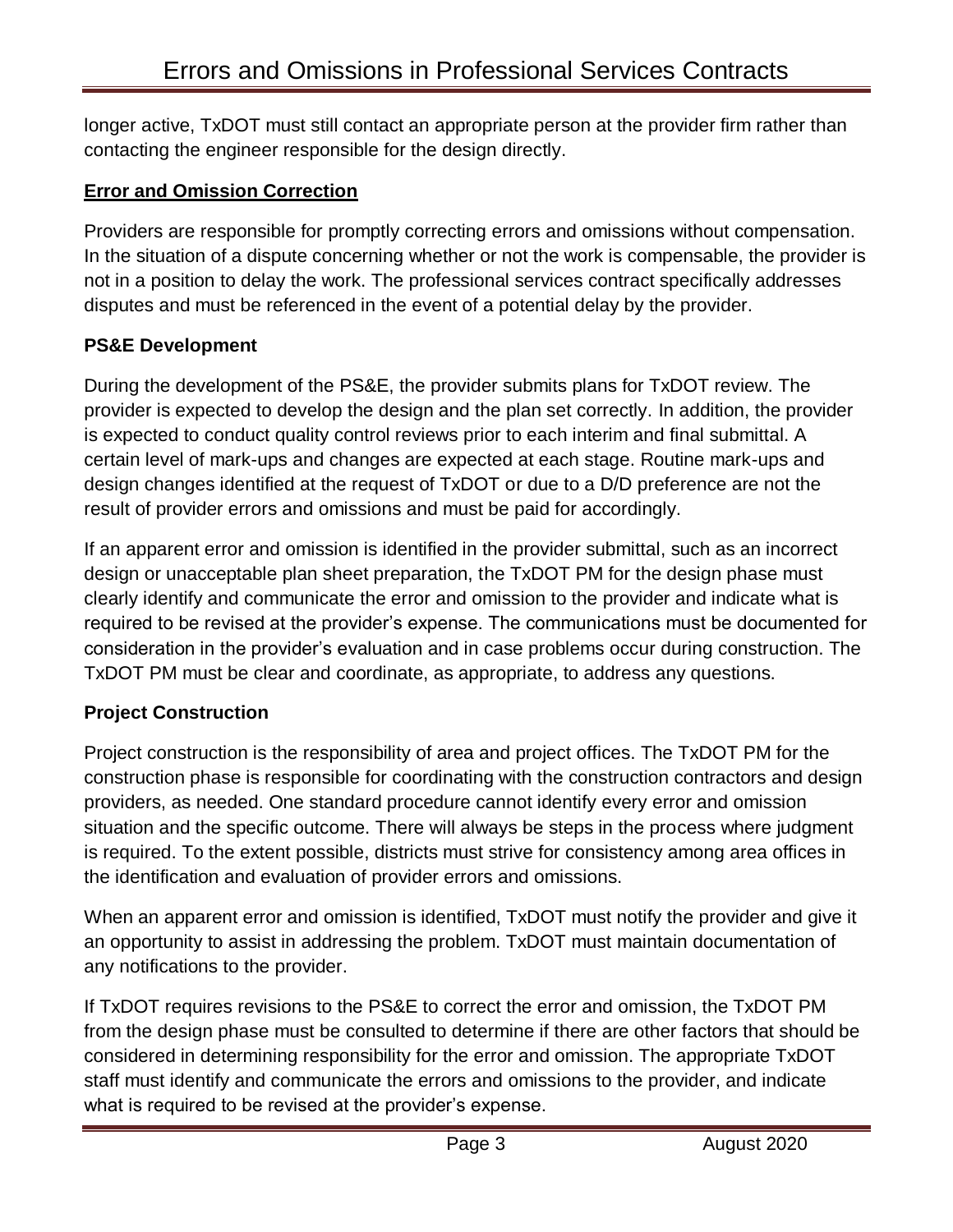longer active, TxDOT must still contact an appropriate person at the provider firm rather than contacting the engineer responsible for the design directly.

## Error and Omission Correction

Providers are responsible for promptly correcting errors and omissions without compensation. In the situation of a dispute concerning whether or not the work is compensable, the provider is not in a position to delay the work. The professional services contract specifically addresses disputes and must be referenced in the event of a potential delay by the provider.

### PS&E Development

During the development of the PS&E, the provider submits plans for TxDOT review. The provider is expected to develop the design and the plan set correctly. In addition, the provider is expected to conduct quality control reviews prior to each interim and final submittal. A certain level of mark-ups and changes are expected at each stage. Routine mark-ups and design changes identified at the request of TxDOT or due to a D/D preference are not the result of provider errors and omissions and must be paid for accordingly.

If an apparent error and omission is identified in the provider submittal, such as an incorrect design or unacceptable plan sheet preparation, the TxDOT PM for the design phase must clearly identify and communicate the error and omission to the provider and indicate what is required to be revised at the provider's expense. The communications must be documented for consideration in the provider's evaluation and in case problems occur during construction. The TxDOT PM must be clear and coordinate, as appropriate, to address any questions.

### Project Construction

Project construction is the responsibility of area and project offices. The TxDOT PM for the construction phase is responsible for coordinating with the construction contractors and design providers, as needed. One standard procedure cannot identify every error and omission situation and the specific outcome. There will always be steps in the process where judgment is required. To the extent possible, districts must strive for consistency among area offices in the identification and evaluation of provider errors and omissions.

When an apparent error and omission is identified, TxDOT must notify the provider and give it an opportunity to assist in addressing the problem. TxDOT must maintain documentation of any notifications to the provider.

If TxDOT requires revisions to the PS&E to correct the error and omission, the TxDOT PM from the design phase must be consulted to determine if there are other factors that should be considered in determining responsibility for the error and omission. The appropriate TxDOT staff must identify and communicate the errors and omissions to the provider, and indicate what is required to be revised at the provider's expense.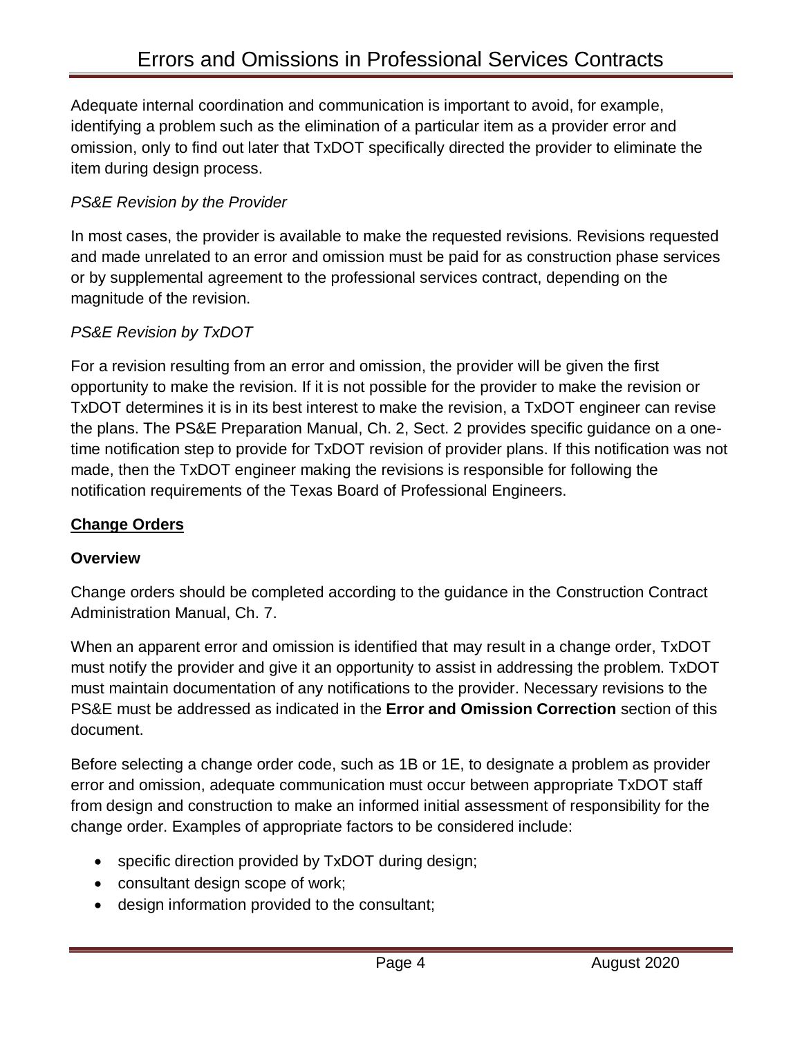Adequate internal coordination and communication is important to avoid, for example, identifying a problem such as the elimination of a particular item as a provider error and omission, only to find out later that TxDOT specifically directed the provider to eliminate the item during design process.

*PS&E Revision by the Provider*

In most cases, the provider is available to make the requested revisions. Revisions requested and made unrelated to an error and omission must be paid for as construction phase services or by supplemental agreement to the professional services contract, depending on the magnitude of the revision.

*PS&E Revision by TxDOT*

For a revision resulting from an error and omission, the provider will be given the first opportunity to make the revision. If it is not possible for the provider to make the revision or TxDOT determines it is in its best interest to make the revision, a TxDOT engineer can revise the plans. The PS&E Preparation Manual, Ch. 2, Sect. 2 provides specific guidance on a one-time notification step to provide for TxDOT revision of provider plans. If this notification was not made, then the TxDOT engineer making the revisions is responsible for following the notification requirements of the Texas Board of Professional Engineers.

## Change Orders

### Overview

Change orders should be completed according to the guidance in the Construction Contract Administration Manual, Ch. 7.

When an apparent error and omission is identified that may result in a change order, TxDOT must notify the provider and give it an opportunity to assist in addressing the problem. TxDOT must maintain documentation of any notifications to the provider. Necessary revisions to the PS&E must be addressed as indicated in the **Error and Omission Correction** section of this document.

Before selecting a change order code, such as 1B or 1E, to designate a problem as provider error and omission, adequate communication must occur between appropriate TxDOT staff from design and construction to make an informed initial assessment of responsibility for the change order. Examples of appropriate factors to be considered include:

- specific direction provided by TxDOT during design;
- consultant design scope of work;
- design information provided to the consultant;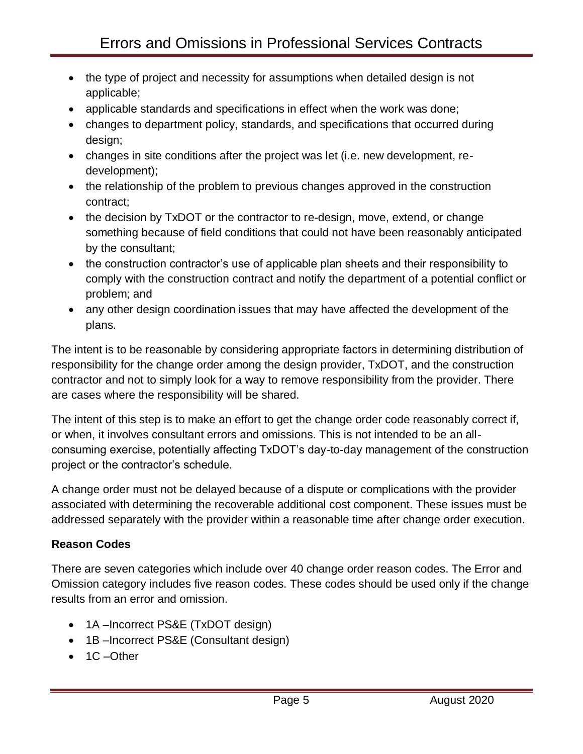- the type of project and necessity for assumptions when detailed design is not applicable;
- applicable standards and specifications in effect when the work was done;
- changes to department policy, standards, and specifications that occurred during design;
- changes in site conditions after the project was let (i.e. new development, re-development);
- the relationship of the problem to previous changes approved in the construction contract;
- the decision by TxDOT or the contractor to re-design, move, extend, or change something because of field conditions that could not have been reasonably anticipated by the consultant;
- the construction contractor's use of applicable plan sheets and their responsibility to comply with the construction contract and notify the department of a potential conflict or problem; and
- any other design coordination issues that may have affected the development of the plans.

The intent is to be reasonable by considering appropriate factors in determining distribution of responsibility for the change order among the design provider, TxDOT, and the construction contractor and not to simply look for a way to remove responsibility from the provider. There are cases where the responsibility will be shared.

The intent of this step is to make an effort to get the change order code reasonably correct if, or when, it involves consultant errors and omissions. This is not intended to be an all-consuming exercise, potentially affecting TxDOT's day-to-day management of the construction project or the contractor's schedule.

A change order must not be delayed because of a dispute or complications with the provider associated with determining the recoverable additional cost component. These issues must be addressed separately with the provider within a reasonable time after change order execution.

**Reason Codes**

There are seven categories which include over 40 change order reason codes. The Error and Omission category includes five reason codes. These codes should be used only if the change results from an error and omission.

- 1A –Incorrect PS&E (TxDOT design)
- 1B –Incorrect PS&E (Consultant design)
- 1C –Other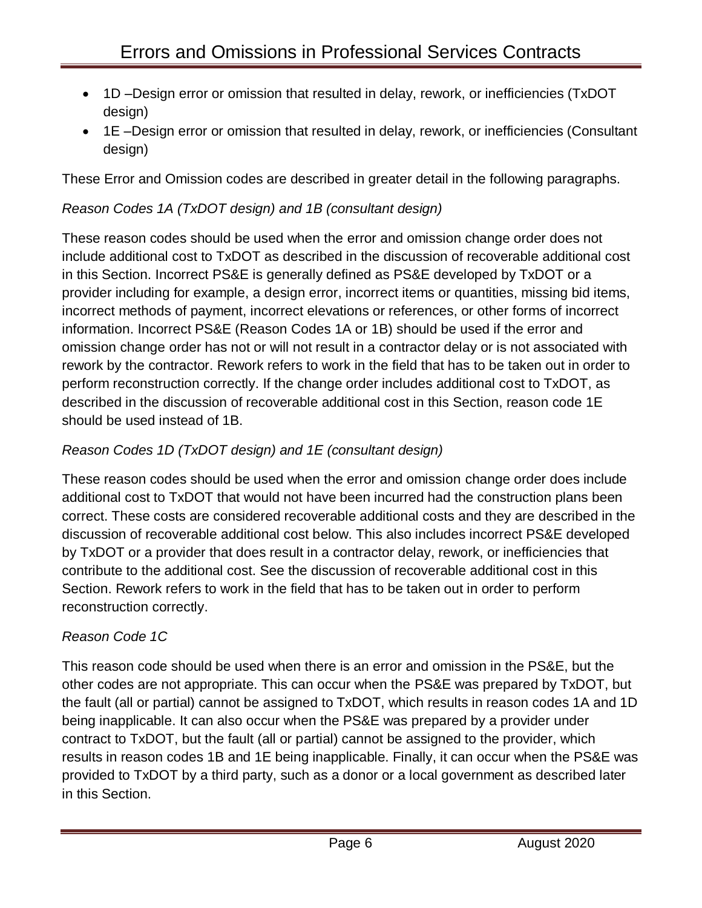- 1D –Design error or omission that resulted in delay, rework, or inefficiencies (TxDOT design)
- 1E –Design error or omission that resulted in delay, rework, or inefficiencies (Consultant design)

These Error and Omission codes are described in greater detail in the following paragraphs.

*Reason Codes 1A (TxDOT design) and 1B (consultant design)*

These reason codes should be used when the error and omission change order does not include additional cost to TxDOT as described in the discussion of recoverable additional cost in this Section. Incorrect PS&E is generally defined as PS&E developed by TxDOT or a provider including for example, a design error, incorrect items or quantities, missing bid items, incorrect methods of payment, incorrect elevations or references, or other forms of incorrect information. Incorrect PS&E (Reason Codes 1A or 1B) should be used if the error and omission change order has not or will not result in a contractor delay or is not associated with rework by the contractor. Rework refers to work in the field that has to be taken out in order to perform reconstruction correctly. If the change order includes additional cost to TxDOT, as described in the discussion of recoverable additional cost in this Section, reason code 1E should be used instead of 1B.

*Reason Codes 1D (TxDOT design) and 1E (consultant design)*

These reason codes should be used when the error and omission change order does include additional cost to TxDOT that would not have been incurred had the construction plans been correct. These costs are considered recoverable additional costs and they are described in the discussion of recoverable additional cost below. This also includes incorrect PS&E developed by TxDOT or a provider that does result in a contractor delay, rework, or inefficiencies that contribute to the additional cost. See the discussion of recoverable additional cost in this Section. Rework refers to work in the field that has to be taken out in order to perform reconstruction correctly.

*Reason Code 1C*

This reason code should be used when there is an error and omission in the PS&E, but the other codes are not appropriate. This can occur when the PS&E was prepared by TxDOT, but the fault (all or partial) cannot be assigned to TxDOT, which results in reason codes 1A and 1D being inapplicable. It can also occur when the PS&E was prepared by a provider under contract to TxDOT, but the fault (all or partial) cannot be assigned to the provider, which results in reason codes 1B and 1E being inapplicable. Finally, it can occur when the PS&E was provided to TxDOT by a third party, such as a donor or a local government as described later in this Section.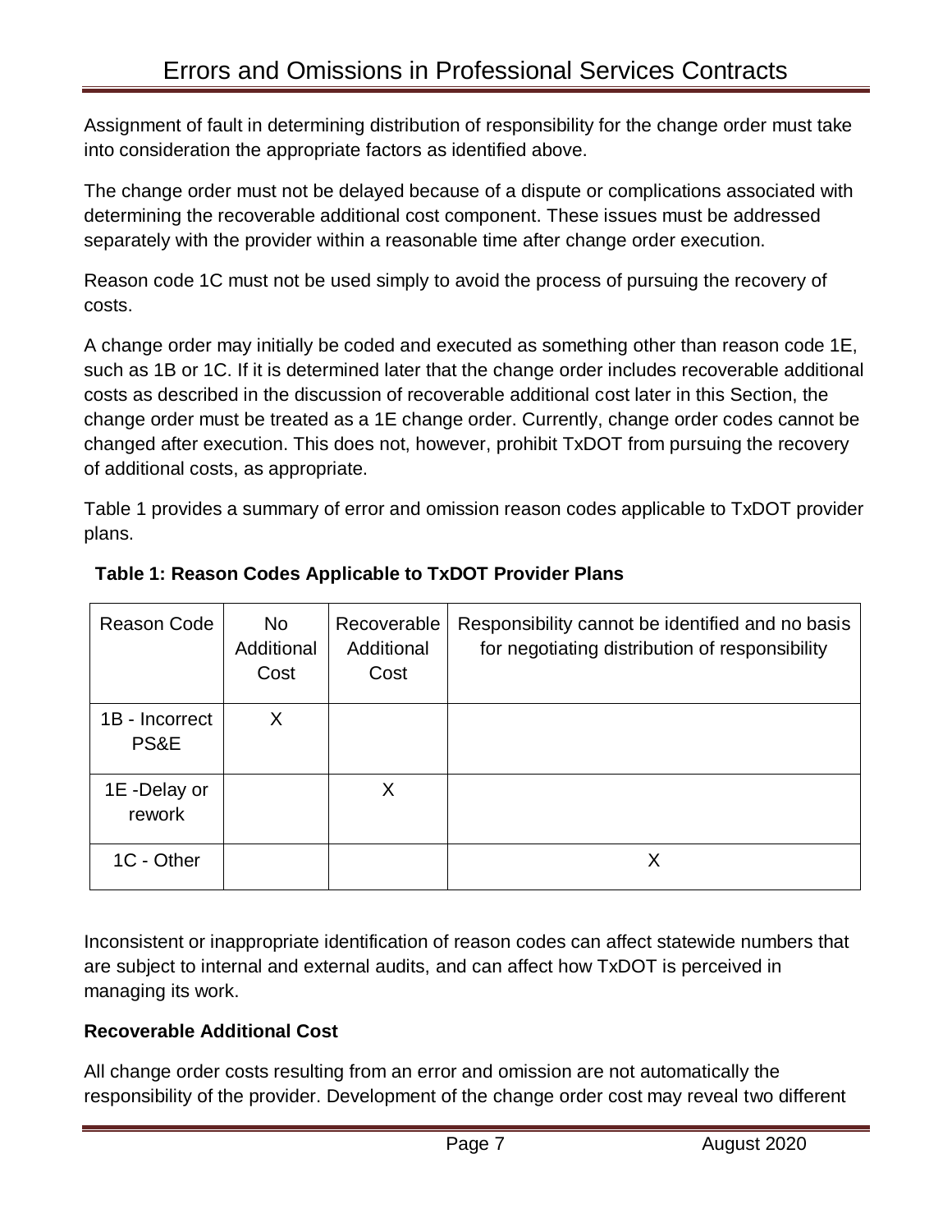Assignment of fault in determining distribution of responsibility for the change order must take into consideration the appropriate factors as identified above.

The change order must not be delayed because of a dispute or complications associated with determining the recoverable additional cost component. These issues must be addressed separately with the provider within a reasonable time after change order execution.

Reason code 1C must not be used simply to avoid the process of pursuing the recovery of costs.

A change order may initially be coded and executed as something other than reason code 1E, such as 1B or 1C. If it is determined later that the change order includes recoverable additional costs as described in the discussion of recoverable additional cost later in this Section, the change order must be treated as a 1E change order. Currently, change order codes cannot be changed after execution. This does not, however, prohibit TxDOT from pursuing the recovery of additional costs, as appropriate.

Table 1 provides a summary of error and omission reason codes applicable to TxDOT provider plans.

**Table 1: Reason Codes Applicable to TxDOT Provider Plans**

| Reason Code | No Additional Cost | Recoverable Additional Cost | Responsibility cannot be identified and no basis for negotiating distribution of responsibility |
|---|---|---|---|
| 1B - Incorrect PS&E | X | | |
| 1E -Delay or rework | | X | |
| 1C - Other | | | X |

Inconsistent or inappropriate identification of reason codes can affect statewide numbers that are subject to internal and external audits, and can affect how TxDOT is perceived in managing its work.

**Recoverable Additional Cost**

All change order costs resulting from an error and omission are not automatically the responsibility of the provider. Development of the change order cost may reveal two different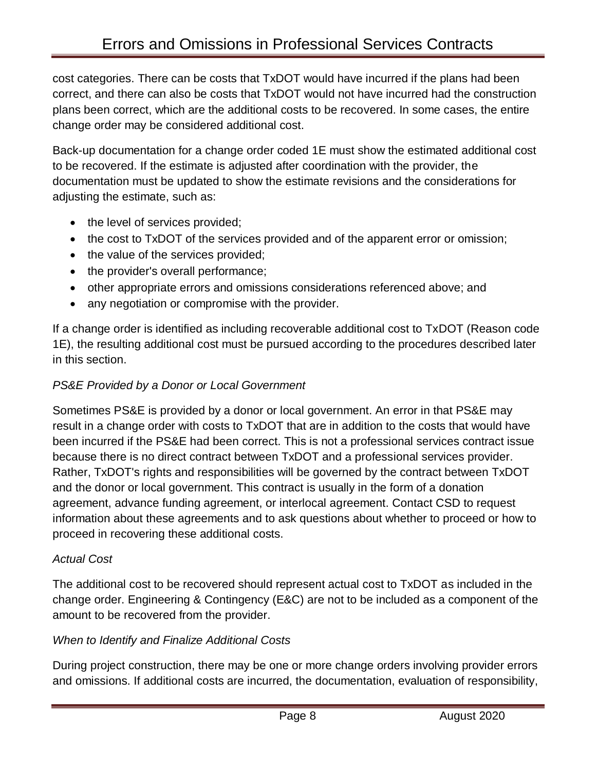cost categories. There can be costs that TxDOT would have incurred if the plans had been correct, and there can also be costs that TxDOT would not have incurred had the construction plans been correct, which are the additional costs to be recovered. In some cases, the entire change order may be considered additional cost.

Back-up documentation for a change order coded 1E must show the estimated additional cost to be recovered. If the estimate is adjusted after coordination with the provider, the documentation must be updated to show the estimate revisions and the considerations for adjusting the estimate, such as:

- the level of services provided;
- the cost to TxDOT of the services provided and of the apparent error or omission;
- the value of the services provided;
- the provider's overall performance;
- other appropriate errors and omissions considerations referenced above; and
- any negotiation or compromise with the provider.

If a change order is identified as including recoverable additional cost to TxDOT (Reason code 1E), the resulting additional cost must be pursued according to the procedures described later in this section.

*PS&E Provided by a Donor or Local Government*

Sometimes PS&E is provided by a donor or local government. An error in that PS&E may result in a change order with costs to TxDOT that are in addition to the costs that would have been incurred if the PS&E had been correct. This is not a professional services contract issue because there is no direct contract between TxDOT and a professional services provider. Rather, TxDOT's rights and responsibilities will be governed by the contract between TxDOT and the donor or local government. This contract is usually in the form of a donation agreement, advance funding agreement, or interlocal agreement. Contact CSD to request information about these agreements and to ask questions about whether to proceed or how to proceed in recovering these additional costs.

*Actual Cost*

The additional cost to be recovered should represent actual cost to TxDOT as included in the change order. Engineering & Contingency (E&C) are not to be included as a component of the amount to be recovered from the provider.

*When to Identify and Finalize Additional Costs*

During project construction, there may be one or more change orders involving provider errors and omissions. If additional costs are incurred, the documentation, evaluation of responsibility,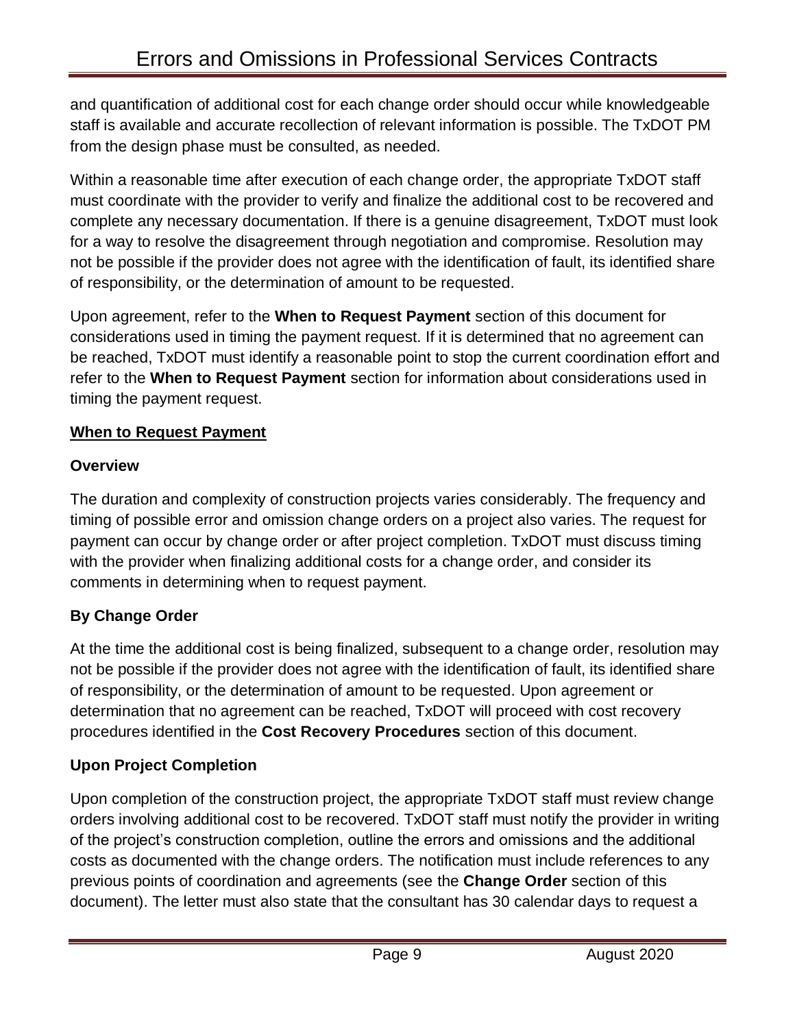and quantification of additional cost for each change order should occur while knowledgeable staff is available and accurate recollection of relevant information is possible. The TxDOT PM from the design phase must be consulted, as needed.

Within a reasonable time after execution of each change order, the appropriate TxDOT staff must coordinate with the provider to verify and finalize the additional cost to be recovered and complete any necessary documentation. If there is a genuine disagreement, TxDOT must look for a way to resolve the disagreement through negotiation and compromise. Resolution may not be possible if the provider does not agree with the identification of fault, its identified share of responsibility, or the determination of amount to be requested.

Upon agreement, refer to the **When to Request Payment** section of this document for considerations used in timing the payment request. If it is determined that no agreement can be reached, TxDOT must identify a reasonable point to stop the current coordination effort and refer to the **When to Request Payment** section for information about considerations used in timing the payment request.

## When to Request Payment

### Overview

The duration and complexity of construction projects varies considerably. The frequency and timing of possible error and omission change orders on a project also varies. The request for payment can occur by change order or after project completion. TxDOT must discuss timing with the provider when finalizing additional costs for a change order, and consider its comments in determining when to request payment.

### By Change Order

At the time the additional cost is being finalized, subsequent to a change order, resolution may not be possible if the provider does not agree with the identification of fault, its identified share of responsibility, or the determination of amount to be requested. Upon agreement or determination that no agreement can be reached, TxDOT will proceed with cost recovery procedures identified in the **Cost Recovery Procedures** section of this document.

### Upon Project Completion

Upon completion of the construction project, the appropriate TxDOT staff must review change orders involving additional cost to be recovered. TxDOT staff must notify the provider in writing of the project's construction completion, outline the errors and omissions and the additional costs as documented with the change orders. The notification must include references to any previous points of coordination and agreements (see the **Change Order** section of this document). The letter must also state that the consultant has 30 calendar days to request a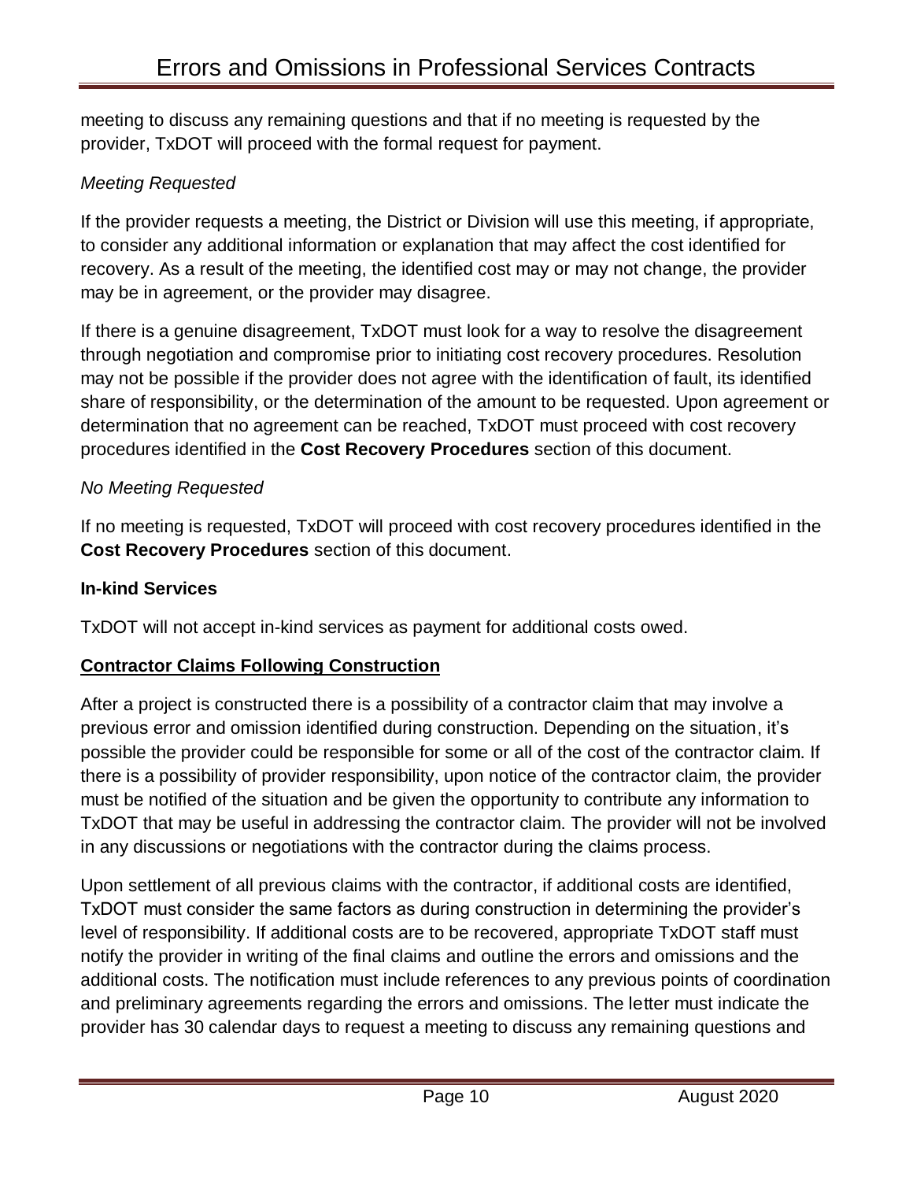meeting to discuss any remaining questions and that if no meeting is requested by the provider, TxDOT will proceed with the formal request for payment.

*Meeting Requested*

If the provider requests a meeting, the District or Division will use this meeting, if appropriate, to consider any additional information or explanation that may affect the cost identified for recovery. As a result of the meeting, the identified cost may or may not change, the provider may be in agreement, or the provider may disagree.

If there is a genuine disagreement, TxDOT must look for a way to resolve the disagreement through negotiation and compromise prior to initiating cost recovery procedures. Resolution may not be possible if the provider does not agree with the identification of fault, its identified share of responsibility, or the determination of the amount to be requested. Upon agreement or determination that no agreement can be reached, TxDOT must proceed with cost recovery procedures identified in the **Cost Recovery Procedures** section of this document.

*No Meeting Requested*

If no meeting is requested, TxDOT will proceed with cost recovery procedures identified in the **Cost Recovery Procedures** section of this document.

**In-kind Services**

TxDOT will not accept in-kind services as payment for additional costs owed.

## Contractor Claims Following Construction

After a project is constructed there is a possibility of a contractor claim that may involve a previous error and omission identified during construction. Depending on the situation, it's possible the provider could be responsible for some or all of the cost of the contractor claim. If there is a possibility of provider responsibility, upon notice of the contractor claim, the provider must be notified of the situation and be given the opportunity to contribute any information to TxDOT that may be useful in addressing the contractor claim. The provider will not be involved in any discussions or negotiations with the contractor during the claims process.

Upon settlement of all previous claims with the contractor, if additional costs are identified, TxDOT must consider the same factors as during construction in determining the provider's level of responsibility. If additional costs are to be recovered, appropriate TxDOT staff must notify the provider in writing of the final claims and outline the errors and omissions and the additional costs. The notification must include references to any previous points of coordination and preliminary agreements regarding the errors and omissions. The letter must indicate the provider has 30 calendar days to request a meeting to discuss any remaining questions and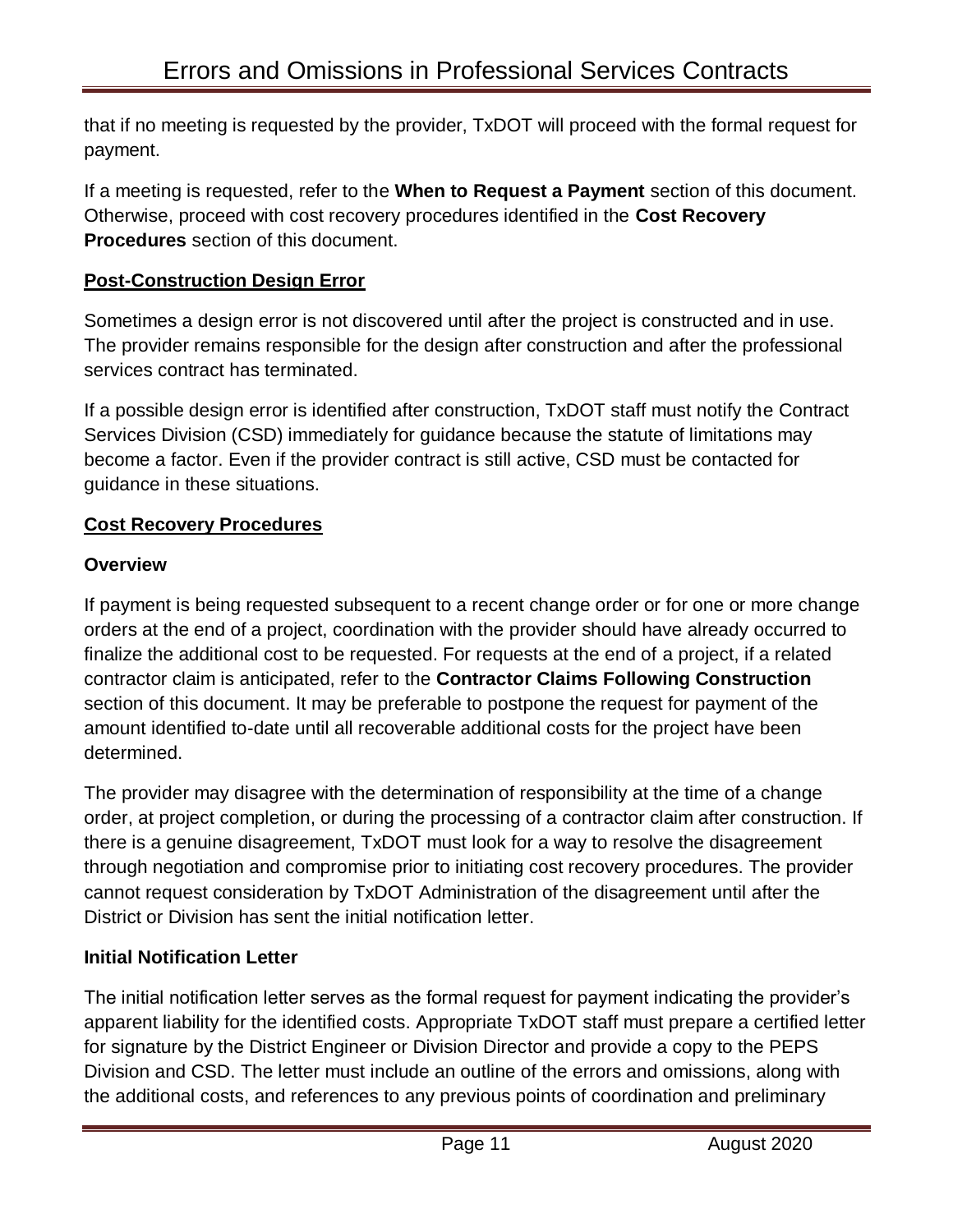that if no meeting is requested by the provider, TxDOT will proceed with the formal request for payment.

If a meeting is requested, refer to the **When to Request a Payment** section of this document. Otherwise, proceed with cost recovery procedures identified in the **Cost Recovery Procedures** section of this document.

## Post-Construction Design Error

Sometimes a design error is not discovered until after the project is constructed and in use. The provider remains responsible for the design after construction and after the professional services contract has terminated.

If a possible design error is identified after construction, TxDOT staff must notify the Contract Services Division (CSD) immediately for guidance because the statute of limitations may become a factor. Even if the provider contract is still active, CSD must be contacted for guidance in these situations.

## Cost Recovery Procedures

### Overview

If payment is being requested subsequent to a recent change order or for one or more change orders at the end of a project, coordination with the provider should have already occurred to finalize the additional cost to be requested. For requests at the end of a project, if a related contractor claim is anticipated, refer to the **Contractor Claims Following Construction** section of this document. It may be preferable to postpone the request for payment of the amount identified to-date until all recoverable additional costs for the project have been determined.

The provider may disagree with the determination of responsibility at the time of a change order, at project completion, or during the processing of a contractor claim after construction. If there is a genuine disagreement, TxDOT must look for a way to resolve the disagreement through negotiation and compromise prior to initiating cost recovery procedures. The provider cannot request consideration by TxDOT Administration of the disagreement until after the District or Division has sent the initial notification letter.

### Initial Notification Letter

The initial notification letter serves as the formal request for payment indicating the provider's apparent liability for the identified costs. Appropriate TxDOT staff must prepare a certified letter for signature by the District Engineer or Division Director and provide a copy to the PEPS Division and CSD. The letter must include an outline of the errors and omissions, along with the additional costs, and references to any previous points of coordination and preliminary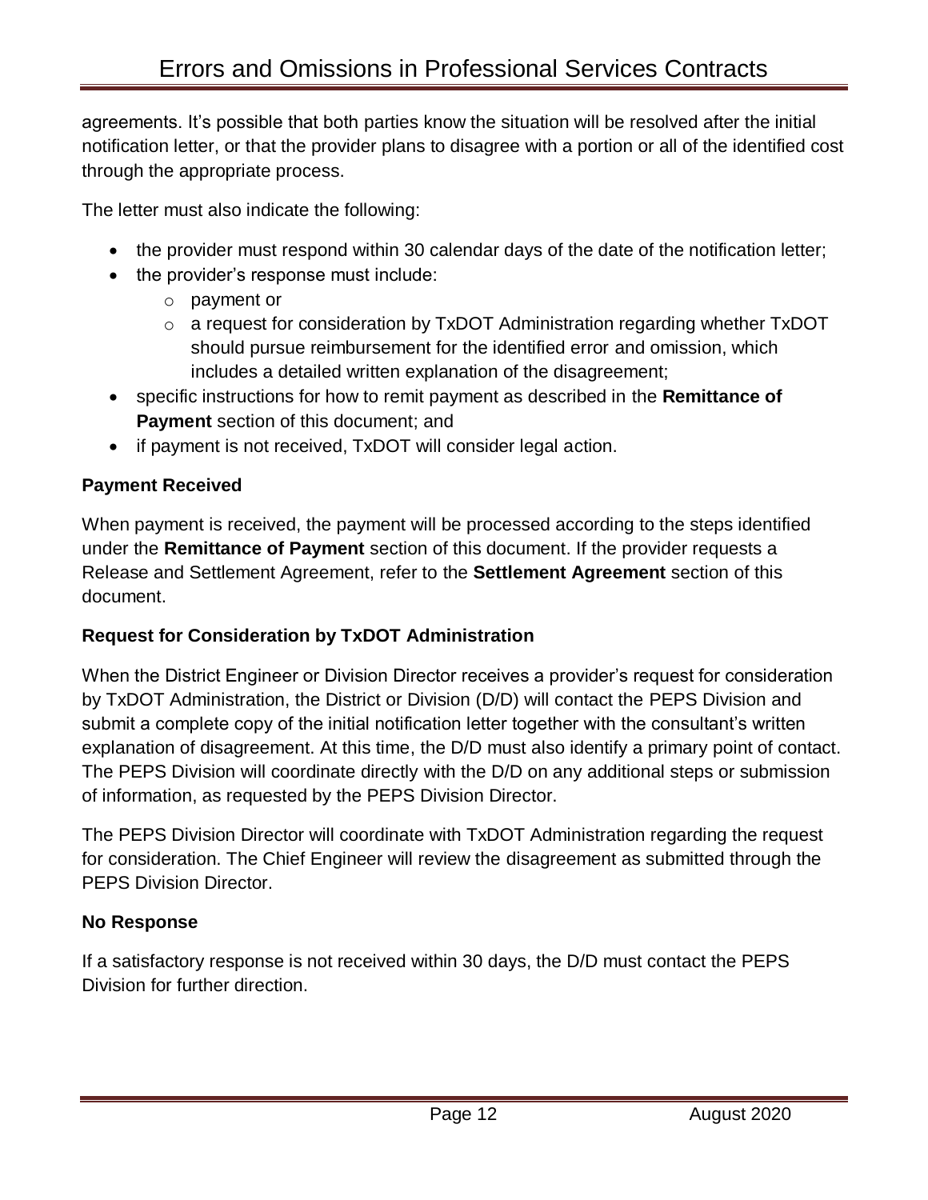agreements. It's possible that both parties know the situation will be resolved after the initial notification letter, or that the provider plans to disagree with a portion or all of the identified cost through the appropriate process.

The letter must also indicate the following:

- the provider must respond within 30 calendar days of the date of the notification letter;
- the provider's response must include:
  - payment or
  - a request for consideration by TxDOT Administration regarding whether TxDOT should pursue reimbursement for the identified error and omission, which includes a detailed written explanation of the disagreement;
- specific instructions for how to remit payment as described in the **Remittance of Payment** section of this document; and
- if payment is not received, TxDOT will consider legal action.

### Payment Received

When payment is received, the payment will be processed according to the steps identified under the **Remittance of Payment** section of this document. If the provider requests a Release and Settlement Agreement, refer to the **Settlement Agreement** section of this document.

### Request for Consideration by TxDOT Administration

When the District Engineer or Division Director receives a provider's request for consideration by TxDOT Administration, the District or Division (D/D) will contact the PEPS Division and submit a complete copy of the initial notification letter together with the consultant's written explanation of disagreement. At this time, the D/D must also identify a primary point of contact. The PEPS Division will coordinate directly with the D/D on any additional steps or submission of information, as requested by the PEPS Division Director.

The PEPS Division Director will coordinate with TxDOT Administration regarding the request for consideration. The Chief Engineer will review the disagreement as submitted through the PEPS Division Director.

### No Response

If a satisfactory response is not received within 30 days, the D/D must contact the PEPS Division for further direction.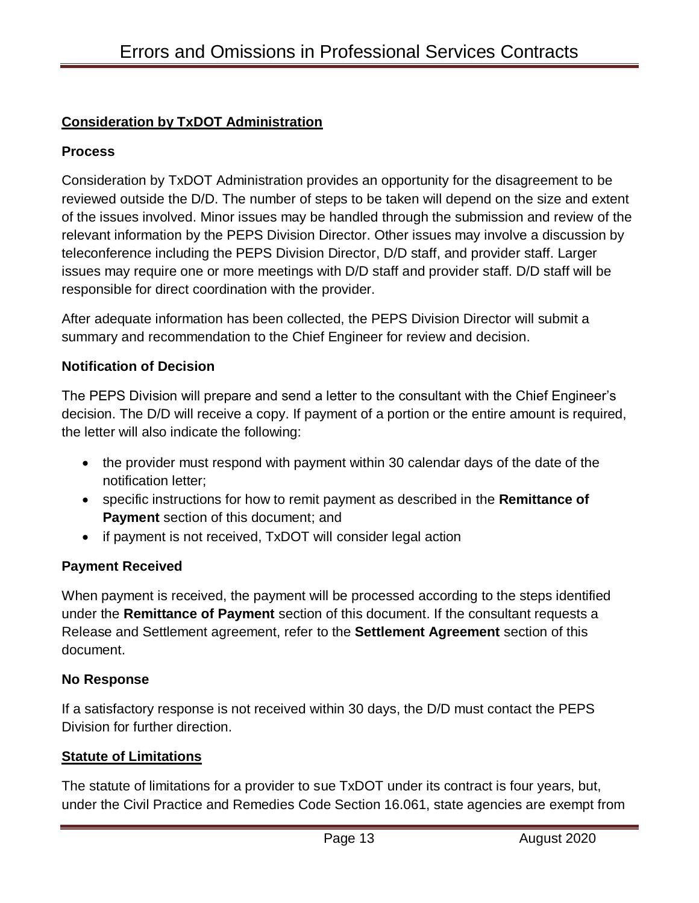## Consideration by TxDOT Administration

### Process

Consideration by TxDOT Administration provides an opportunity for the disagreement to be reviewed outside the D/D. The number of steps to be taken will depend on the size and extent of the issues involved. Minor issues may be handled through the submission and review of the relevant information by the PEPS Division Director. Other issues may involve a discussion by teleconference including the PEPS Division Director, D/D staff, and provider staff. Larger issues may require one or more meetings with D/D staff and provider staff. D/D staff will be responsible for direct coordination with the provider.

After adequate information has been collected, the PEPS Division Director will submit a summary and recommendation to the Chief Engineer for review and decision.

### Notification of Decision

The PEPS Division will prepare and send a letter to the consultant with the Chief Engineer's decision. The D/D will receive a copy. If payment of a portion or the entire amount is required, the letter will also indicate the following:

- the provider must respond with payment within 30 calendar days of the date of the notification letter;
- specific instructions for how to remit payment as described in the **Remittance of Payment** section of this document; and
- if payment is not received, TxDOT will consider legal action

### Payment Received

When payment is received, the payment will be processed according to the steps identified under the **Remittance of Payment** section of this document. If the consultant requests a Release and Settlement agreement, refer to the **Settlement Agreement** section of this document.

### No Response

If a satisfactory response is not received within 30 days, the D/D must contact the PEPS Division for further direction.

## Statute of Limitations

The statute of limitations for a provider to sue TxDOT under its contract is four years, but, under the Civil Practice and Remedies Code Section 16.061, state agencies are exempt from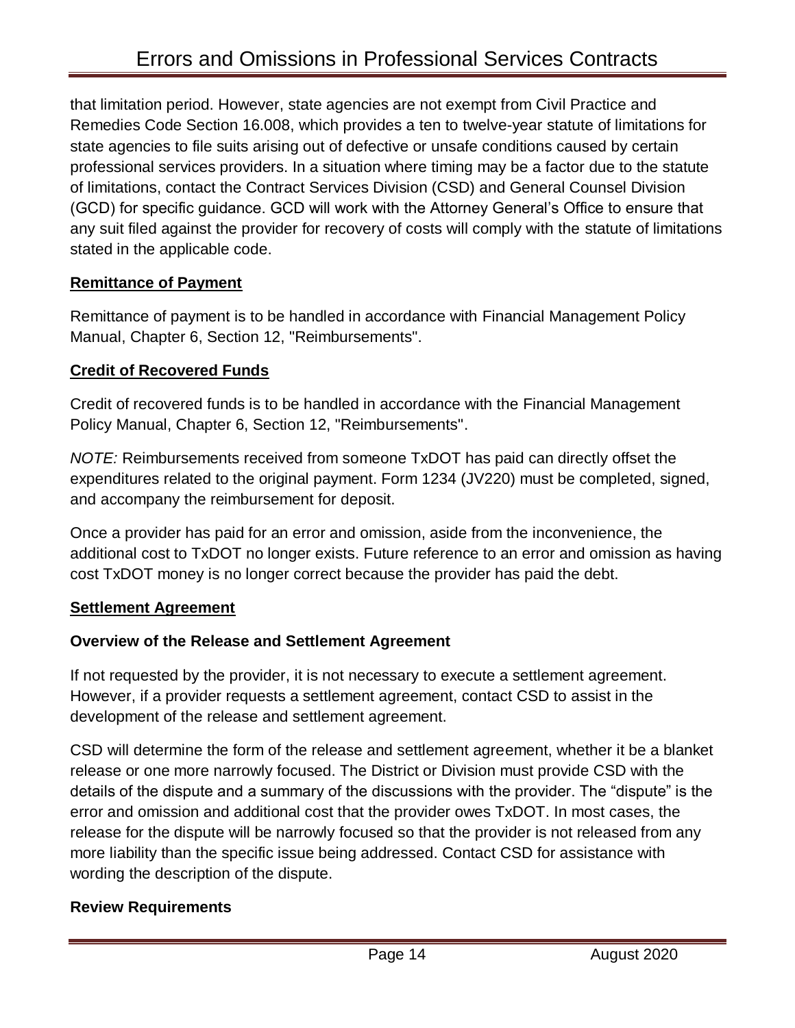that limitation period. However, state agencies are not exempt from Civil Practice and Remedies Code Section 16.008, which provides a ten to twelve-year statute of limitations for state agencies to file suits arising out of defective or unsafe conditions caused by certain professional services providers. In a situation where timing may be a factor due to the statute of limitations, contact the Contract Services Division (CSD) and General Counsel Division (GCD) for specific guidance. GCD will work with the Attorney General's Office to ensure that any suit filed against the provider for recovery of costs will comply with the statute of limitations stated in the applicable code.

## Remittance of Payment

Remittance of payment is to be handled in accordance with Financial Management Policy Manual, Chapter 6, Section 12, "Reimbursements".

## Credit of Recovered Funds

Credit of recovered funds is to be handled in accordance with the Financial Management Policy Manual, Chapter 6, Section 12, "Reimbursements".

*NOTE:* Reimbursements received from someone TxDOT has paid can directly offset the expenditures related to the original payment. Form 1234 (JV220) must be completed, signed, and accompany the reimbursement for deposit.

Once a provider has paid for an error and omission, aside from the inconvenience, the additional cost to TxDOT no longer exists. Future reference to an error and omission as having cost TxDOT money is no longer correct because the provider has paid the debt.

## Settlement Agreement

### Overview of the Release and Settlement Agreement

If not requested by the provider, it is not necessary to execute a settlement agreement. However, if a provider requests a settlement agreement, contact CSD to assist in the development of the release and settlement agreement.

CSD will determine the form of the release and settlement agreement, whether it be a blanket release or one more narrowly focused. The District or Division must provide CSD with the details of the dispute and a summary of the discussions with the provider. The "dispute" is the error and omission and additional cost that the provider owes TxDOT. In most cases, the release for the dispute will be narrowly focused so that the provider is not released from any more liability than the specific issue being addressed. Contact CSD for assistance with wording the description of the dispute.

### Review Requirements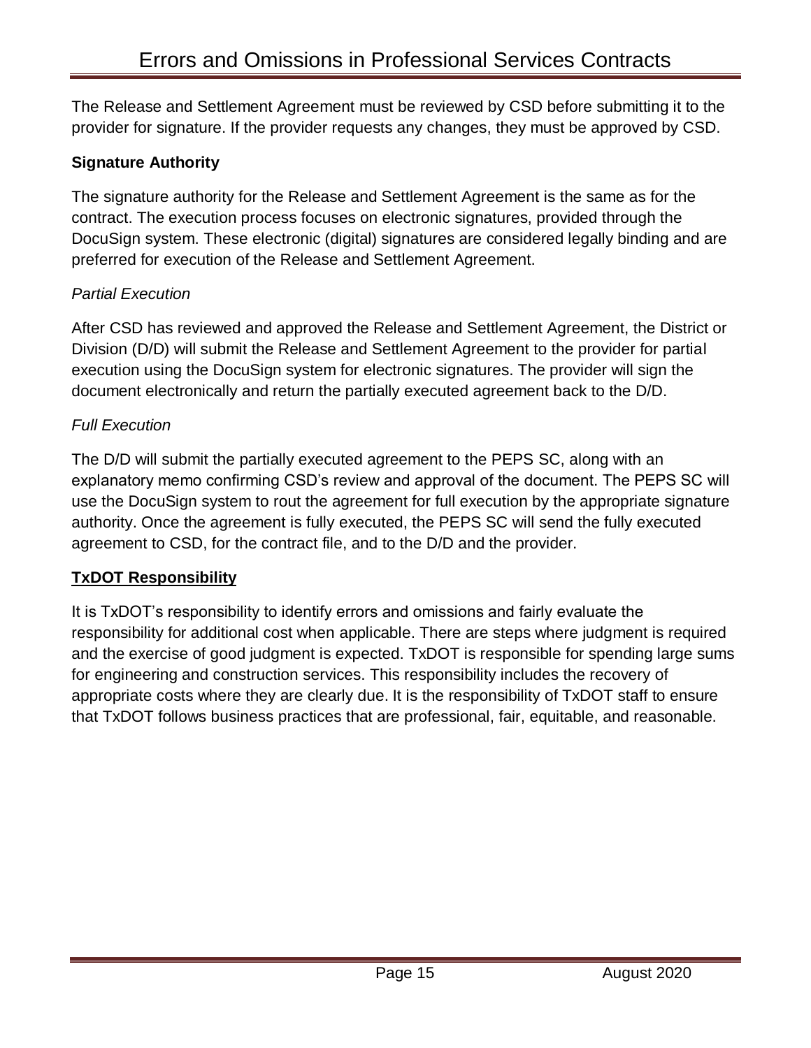The Release and Settlement Agreement must be reviewed by CSD before submitting it to the provider for signature. If the provider requests any changes, they must be approved by CSD.

**Signature Authority**

The signature authority for the Release and Settlement Agreement is the same as for the contract. The execution process focuses on electronic signatures, provided through the DocuSign system. These electronic (digital) signatures are considered legally binding and are preferred for execution of the Release and Settlement Agreement.

*Partial Execution*

After CSD has reviewed and approved the Release and Settlement Agreement, the District or Division (D/D) will submit the Release and Settlement Agreement to the provider for partial execution using the DocuSign system for electronic signatures. The provider will sign the document electronically and return the partially executed agreement back to the D/D.

*Full Execution*

The D/D will submit the partially executed agreement to the PEPS SC, along with an explanatory memo confirming CSD's review and approval of the document. The PEPS SC will use the DocuSign system to rout the agreement for full execution by the appropriate signature authority. Once the agreement is fully executed, the PEPS SC will send the fully executed agreement to CSD, for the contract file, and to the D/D and the provider.

## TxDOT Responsibility

It is TxDOT's responsibility to identify errors and omissions and fairly evaluate the responsibility for additional cost when applicable. There are steps where judgment is required and the exercise of good judgment is expected. TxDOT is responsible for spending large sums for engineering and construction services. This responsibility includes the recovery of appropriate costs where they are clearly due. It is the responsibility of TxDOT staff to ensure that TxDOT follows business practices that are professional, fair, equitable, and reasonable.